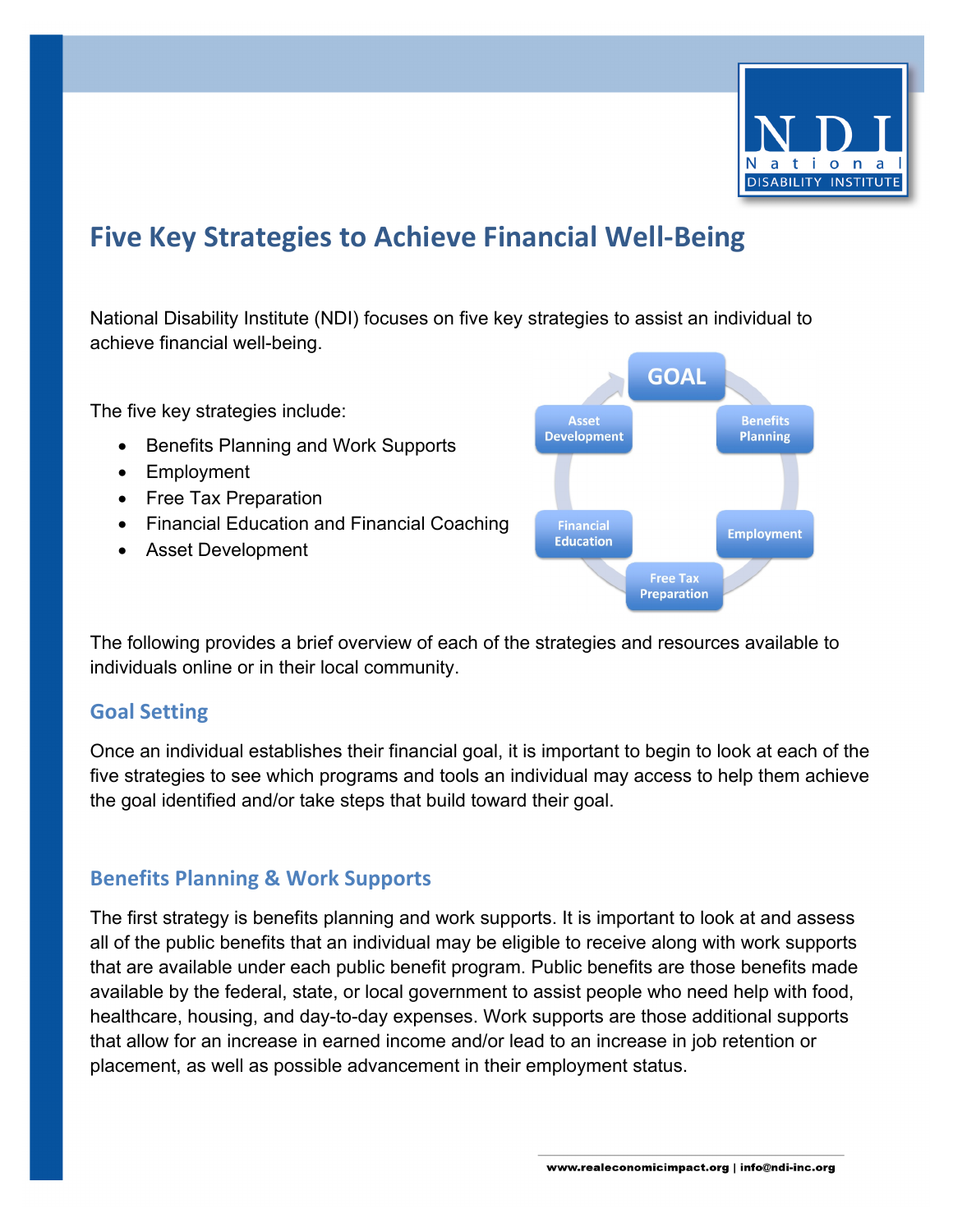# Five Key Strategies to Achieve Financial Well-Being

National Disability Institute (NDI) focuses on five key strategies to assist an individual to achieve financial well-being.

The five key strategies include:

- Benefits Planning and Work Supports
- Employment
- Free Tax Preparation
- Financial Education and Financial Coaching
- Asset Development

The following provides a brief overview of each of the strategies and resources available to individuals online or in their local community.

## Goal Setting

Once an individual establishes their financial goal, it is important to begin to look at each of the five strategies to see which programs and tools an individual may access to help them achieve the goal identified and/or take steps that build toward their goal.

## Benefits Planning & Work Supports

The first strategy is benefits planning and work supports. It is important to look at and assess all of the public benefits that an individual may be eligible to receive along with work supports that are available under each public benefit program. Public benefits are those benefits made available by the federal, state, or local government to assist people who need help with food, healthcare, housing, and day-to-day expenses. Work supports are those additional supports that allow for an increase in earned income and/or lead to an increase in job retention or placement, as well as possible advancement in their employment status.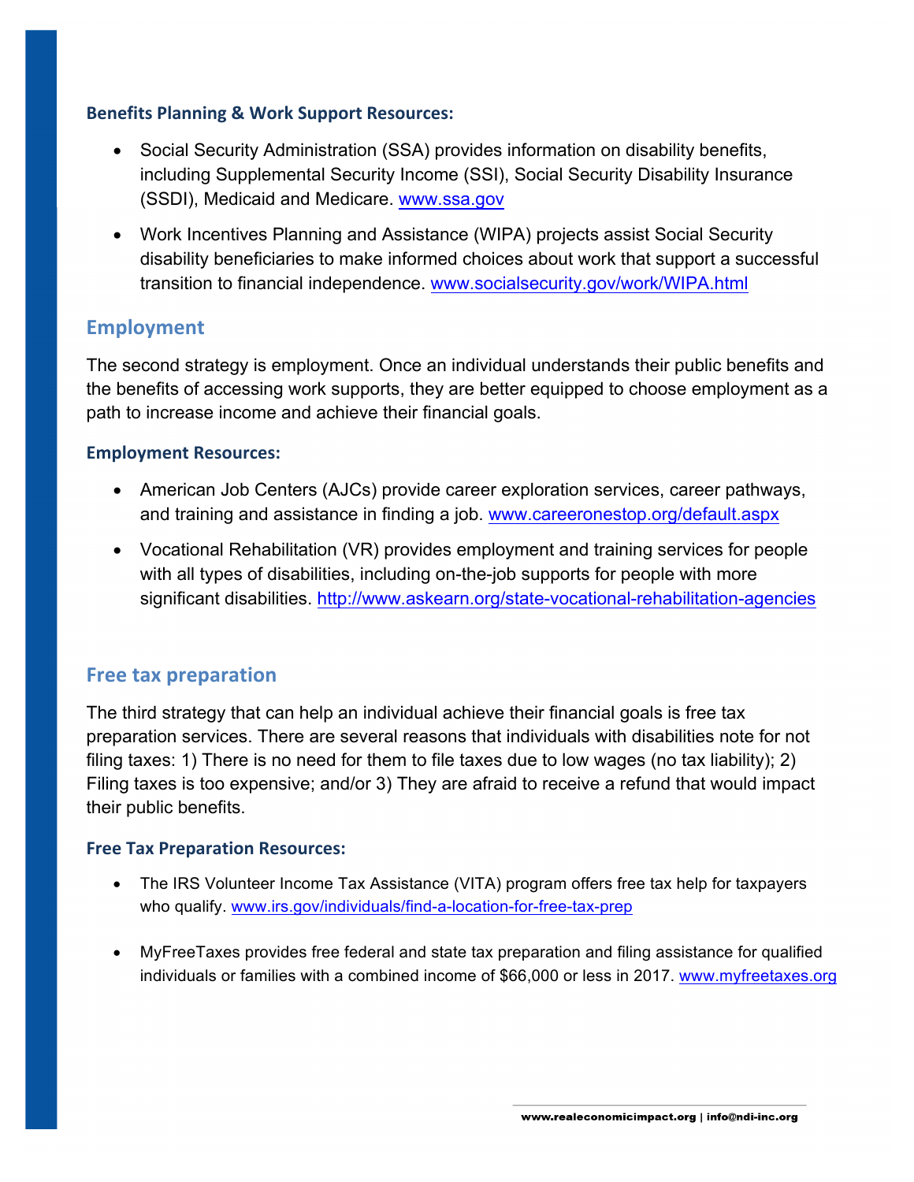**Benefits Planning & Work Support Resources:**

- Social Security Administration (SSA) provides information on disability benefits, including Supplemental Security Income (SSI), Social Security Disability Insurance (SSDI), Medicaid and Medicare. www.ssa.gov
- Work Incentives Planning and Assistance (WIPA) projects assist Social Security disability beneficiaries to make informed choices about work that support a successful transition to financial independence. www.socialsecurity.gov/work/WIPA.html

## Employment

The second strategy is employment. Once an individual understands their public benefits and the benefits of accessing work supports, they are better equipped to choose employment as a path to increase income and achieve their financial goals.

**Employment Resources:**

- American Job Centers (AJCs) provide career exploration services, career pathways, and training and assistance in finding a job. www.careeronestop.org/default.aspx
- Vocational Rehabilitation (VR) provides employment and training services for people with all types of disabilities, including on-the-job supports for people with more significant disabilities. http://www.askearn.org/state-vocational-rehabilitation-agencies

## Free tax preparation

The third strategy that can help an individual achieve their financial goals is free tax preparation services. There are several reasons that individuals with disabilities note for not filing taxes: 1) There is no need for them to file taxes due to low wages (no tax liability); 2) Filing taxes is too expensive; and/or 3) They are afraid to receive a refund that would impact their public benefits.

**Free Tax Preparation Resources:**

- The IRS Volunteer Income Tax Assistance (VITA) program offers free tax help for taxpayers who qualify. www.irs.gov/individuals/find-a-location-for-free-tax-prep
- MyFreeTaxes provides free federal and state tax preparation and filing assistance for qualified individuals or families with a combined income of $66,000 or less in 2017. www.myfreetaxes.org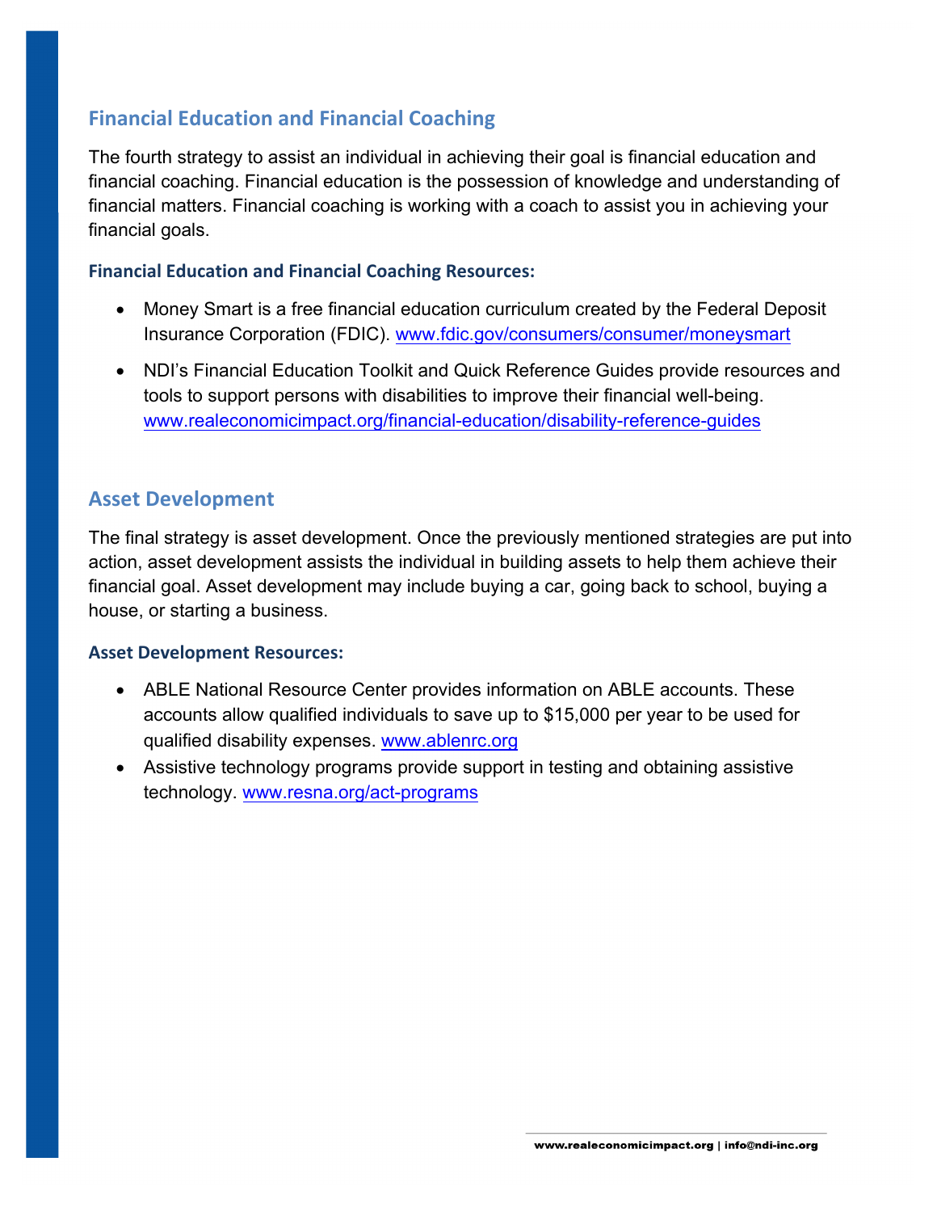## Financial Education and Financial Coaching

The fourth strategy to assist an individual in achieving their goal is financial education and financial coaching. Financial education is the possession of knowledge and understanding of financial matters. Financial coaching is working with a coach to assist you in achieving your financial goals.

### Financial Education and Financial Coaching Resources:

- Money Smart is a free financial education curriculum created by the Federal Deposit Insurance Corporation (FDIC). www.fdic.gov/consumers/consumer/moneysmart
- NDI's Financial Education Toolkit and Quick Reference Guides provide resources and tools to support persons with disabilities to improve their financial well-being. www.realeconomicimpact.org/financial-education/disability-reference-guides

## Asset Development

The final strategy is asset development. Once the previously mentioned strategies are put into action, asset development assists the individual in building assets to help them achieve their financial goal. Asset development may include buying a car, going back to school, buying a house, or starting a business.

### Asset Development Resources:

- ABLE National Resource Center provides information on ABLE accounts. These accounts allow qualified individuals to save up to $15,000 per year to be used for qualified disability expenses. www.ablenrc.org
- Assistive technology programs provide support in testing and obtaining assistive technology. www.resna.org/act-programs